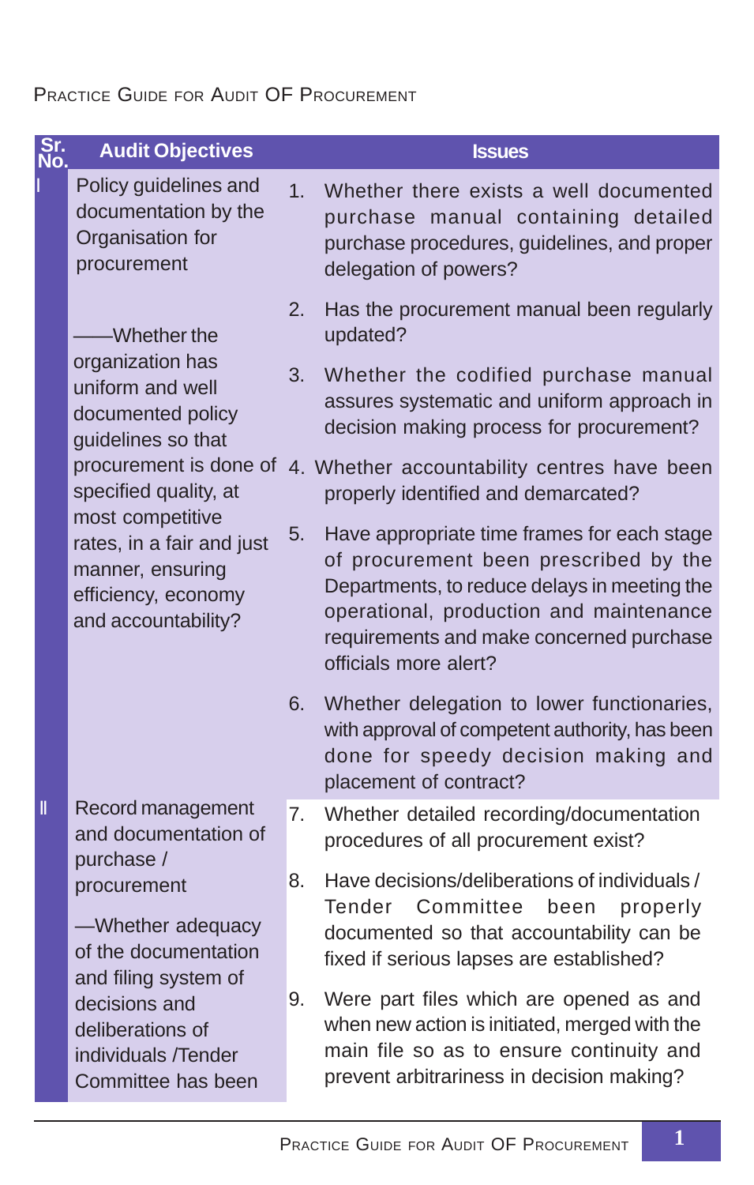| Sr. No. | Audit Objectives | Issues |
|---|---|---|
| I | Policy guidelines and documentation by the Organisation for procurement<br><br>——Whether the organization has uniform and well documented policy guidelines so that procurement is done of specified quality, at most competitive rates, in a fair and just manner, ensuring efficiency, economy and accountability? | 1. Whether there exists a well documented purchase manual containing detailed purchase procedures, guidelines, and proper delegation of powers?<br><br>2. Has the procurement manual been regularly updated?<br><br>3. Whether the codified purchase manual assures systematic and uniform approach in decision making process for procurement?<br><br>4. Whether accountability centres have been properly identified and demarcated?<br><br>5. Have appropriate time frames for each stage of procurement been prescribed by the Departments, to reduce delays in meeting the operational, production and maintenance requirements and make concerned purchase officials more alert?<br><br>6. Whether delegation to lower functionaries, with approval of competent authority, has been done for speedy decision making and placement of contract? |
| II | Record management and documentation of purchase / procurement<br><br>—Whether adequacy of the documentation and filing system of decisions and deliberations of individuals /Tender Committee has been | 7. Whether detailed recording/documentation procedures of all procurement exist?<br><br>8. Have decisions/deliberations of individuals / Tender Committee been properly documented so that accountability can be fixed if serious lapses are established?<br><br>9. Were part files which are opened as and when new action is initiated, merged with the main file so as to ensure continuity and prevent arbitrariness in decision making? |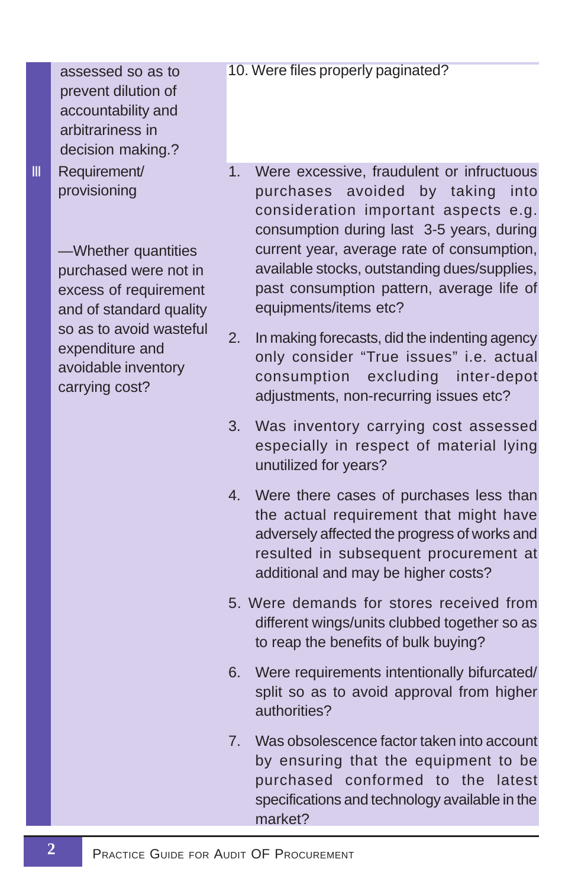| | | |
|---|---|---|
| | assessed so as to prevent dilution of accountability and arbitrariness in decision making.? | 10. Were files properly paginated? |
| III | Requirement/ provisioning<br><br>—Whether quantities purchased were not in excess of requirement and of standard quality so as to avoid wasteful expenditure and avoidable inventory carrying cost? | 1. Were excessive, fraudulent or infructuous purchases avoided by taking into consideration important aspects e.g. consumption during last 3-5 years, during current year, average rate of consumption, available stocks, outstanding dues/supplies, past consumption pattern, average life of equipments/items etc?<br><br>2. In making forecasts, did the indenting agency only consider "True issues" i.e. actual consumption excluding inter-depot adjustments, non-recurring issues etc?<br><br>3. Was inventory carrying cost assessed especially in respect of material lying unutilized for years?<br><br>4. Were there cases of purchases less than the actual requirement that might have adversely affected the progress of works and resulted in subsequent procurement at additional and may be higher costs?<br><br>5. Were demands for stores received from different wings/units clubbed together so as to reap the benefits of bulk buying?<br><br>6. Were requirements intentionally bifurcated/ split so as to avoid approval from higher authorities?<br><br>7. Was obsolescence factor taken into account by ensuring that the equipment to be purchased conformed to the latest specifications and technology available in the market? |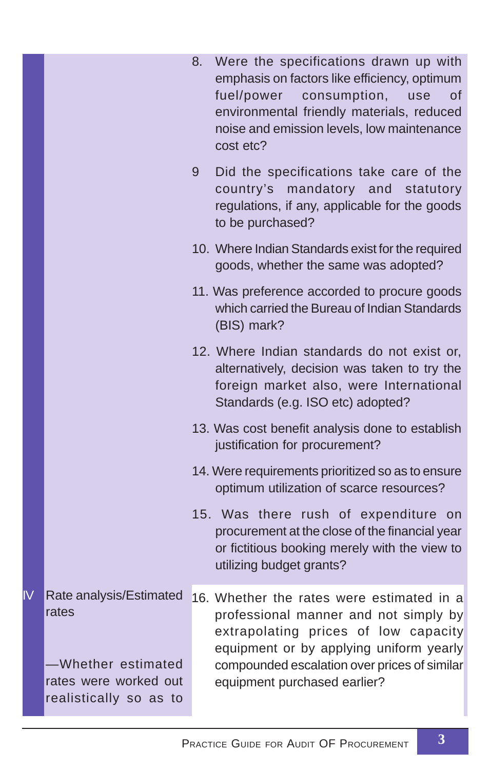| | | |
|---|---|---|
| | | 8. Were the specifications drawn up with emphasis on factors like efficiency, optimum fuel/power consumption, use of environmental friendly materials, reduced noise and emission levels, low maintenance cost etc? |
| | | 9 Did the specifications take care of the country's mandatory and statutory regulations, if any, applicable for the goods to be purchased? |
| | | 10. Where Indian Standards exist for the required goods, whether the same was adopted? |
| | | 11. Was preference accorded to procure goods which carried the Bureau of Indian Standards (BIS) mark? |
| | | 12. Where Indian standards do not exist or, alternatively, decision was taken to try the foreign market also, were International Standards (e.g. ISO etc) adopted? |
| | | 13. Was cost benefit analysis done to establish justification for procurement? |
| | | 14. Were requirements prioritized so as to ensure optimum utilization of scarce resources? |
| | | 15. Was there rush of expenditure on procurement at the close of the financial year or fictitious booking merely with the view to utilizing budget grants? |
| IV | Rate analysis/Estimated rates<br><br>—Whether estimated rates were worked out realistically so as to | 16. Whether the rates were estimated in a professional manner and not simply by extrapolating prices of low capacity equipment or by applying uniform yearly compounded escalation over prices of similar equipment purchased earlier? |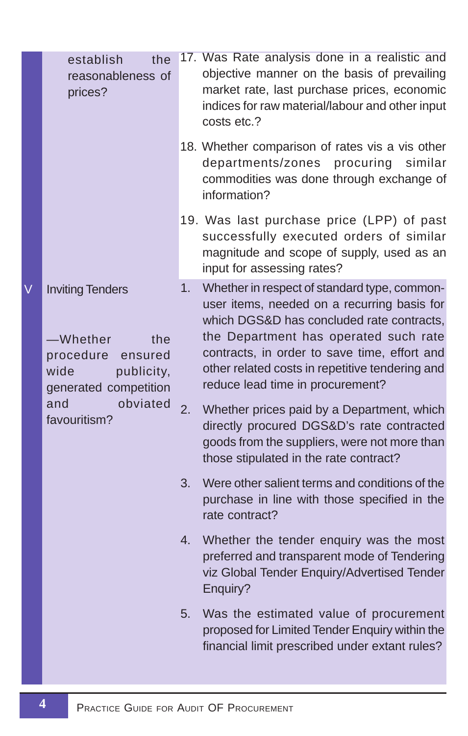| | | |
|---|---|---|
| | establish the reasonableness of prices? | 17. Was Rate analysis done in a realistic and objective manner on the basis of prevailing market rate, last purchase prices, economic indices for raw material/labour and other input costs etc.? |
| | | 18. Whether comparison of rates vis a vis other departments/zones procuring similar commodities was done through exchange of information? |
| | | 19. Was last purchase price (LPP) of past successfully executed orders of similar magnitude and scope of supply, used as an input for assessing rates? |
| V | Inviting Tenders<br><br>—Whether the procedure ensured wide publicity, generated competition and obviated favouritism? | 1. Whether in respect of standard type, common-user items, needed on a recurring basis for which DGS&D has concluded rate contracts, the Department has operated such rate contracts, in order to save time, effort and other related costs in repetitive tendering and reduce lead time in procurement? |
| | | 2. Whether prices paid by a Department, which directly procured DGS&D's rate contracted goods from the suppliers, were not more than those stipulated in the rate contract? |
| | | 3. Were other salient terms and conditions of the purchase in line with those specified in the rate contract? |
| | | 4. Whether the tender enquiry was the most preferred and transparent mode of Tendering viz Global Tender Enquiry/Advertised Tender Enquiry? |
| | | 5. Was the estimated value of procurement proposed for Limited Tender Enquiry within the financial limit prescribed under extant rules? |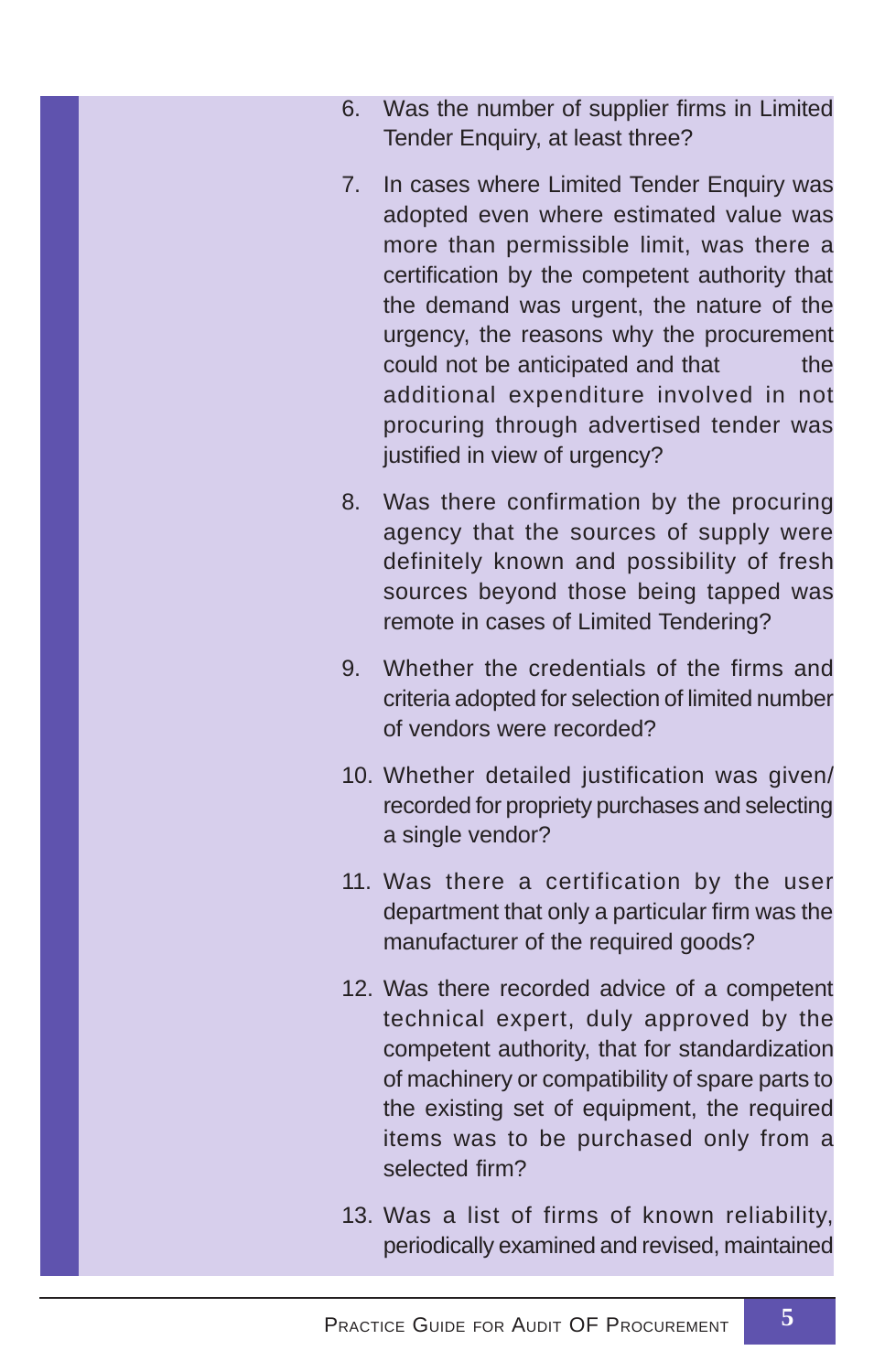6. Was the number of supplier firms in Limited Tender Enquiry, at least three?

7. In cases where Limited Tender Enquiry was adopted even where estimated value was more than permissible limit, was there a certification by the competent authority that the demand was urgent, the nature of the urgency, the reasons why the procurement could not be anticipated and that the additional expenditure involved in not procuring through advertised tender was justified in view of urgency?

8. Was there confirmation by the procuring agency that the sources of supply were definitely known and possibility of fresh sources beyond those being tapped was remote in cases of Limited Tendering?

9. Whether the credentials of the firms and criteria adopted for selection of limited number of vendors were recorded?

10. Whether detailed justification was given/ recorded for propriety purchases and selecting a single vendor?

11. Was there a certification by the user department that only a particular firm was the manufacturer of the required goods?

12. Was there recorded advice of a competent technical expert, duly approved by the competent authority, that for standardization of machinery or compatibility of spare parts to the existing set of equipment, the required items was to be purchased only from a selected firm?

13. Was a list of firms of known reliability, periodically examined and revised, maintained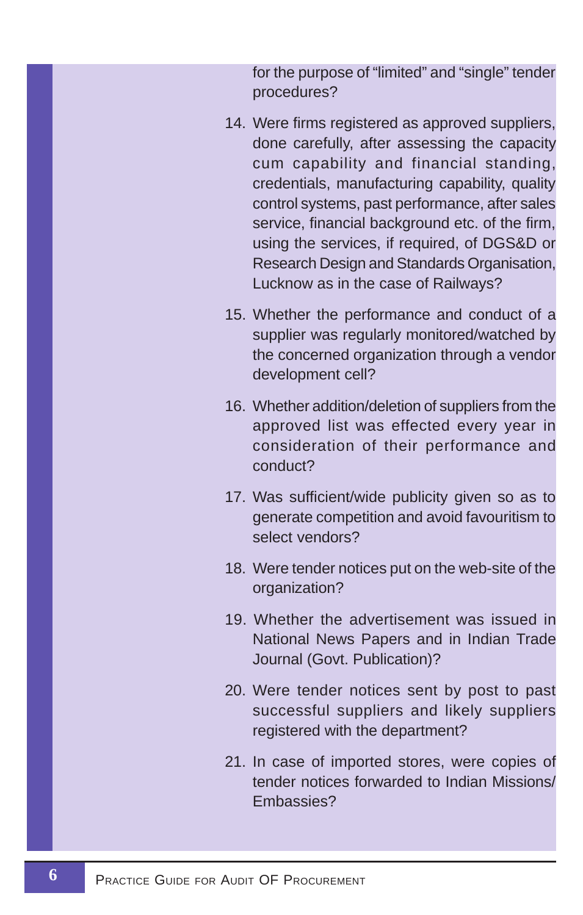for the purpose of "limited" and "single" tender procedures?

14. Were firms registered as approved suppliers, done carefully, after assessing the capacity cum capability and financial standing, credentials, manufacturing capability, quality control systems, past performance, after sales service, financial background etc. of the firm, using the services, if required, of DGS&D or Research Design and Standards Organisation, Lucknow as in the case of Railways?

15. Whether the performance and conduct of a supplier was regularly monitored/watched by the concerned organization through a vendor development cell?

16. Whether addition/deletion of suppliers from the approved list was effected every year in consideration of their performance and conduct?

17. Was sufficient/wide publicity given so as to generate competition and avoid favouritism to select vendors?

18. Were tender notices put on the web-site of the organization?

19. Whether the advertisement was issued in National News Papers and in Indian Trade Journal (Govt. Publication)?

20. Were tender notices sent by post to past successful suppliers and likely suppliers registered with the department?

21. In case of imported stores, were copies of tender notices forwarded to Indian Missions/ Embassies?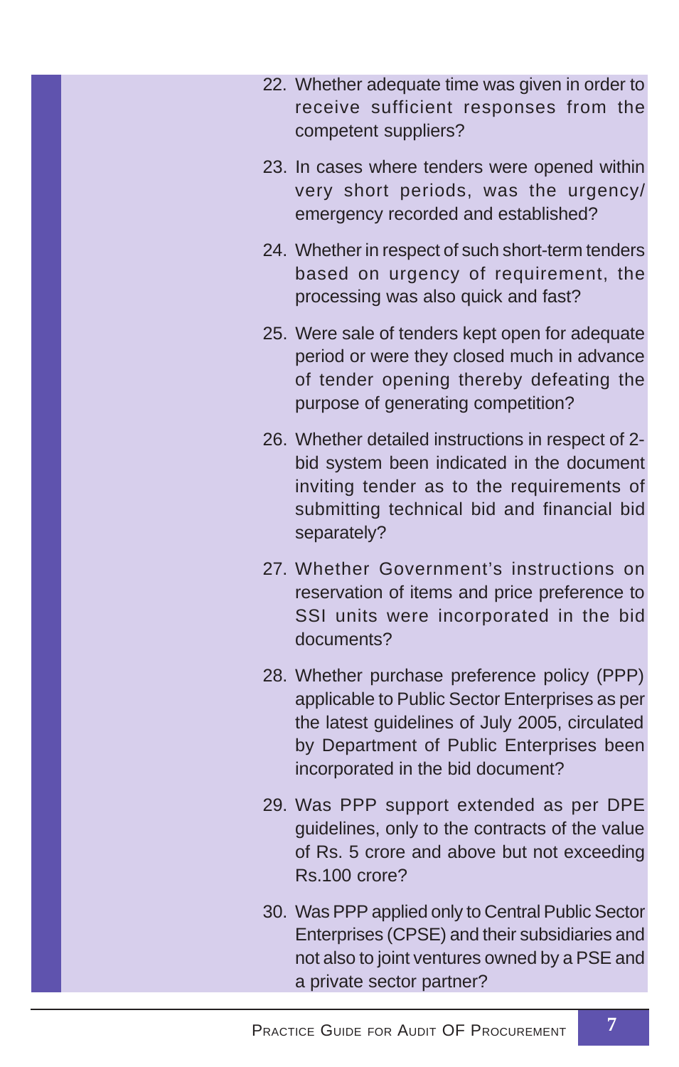22. Whether adequate time was given in order to receive sufficient responses from the competent suppliers?

23. In cases where tenders were opened within very short periods, was the urgency/ emergency recorded and established?

24. Whether in respect of such short-term tenders based on urgency of requirement, the processing was also quick and fast?

25. Were sale of tenders kept open for adequate period or were they closed much in advance of tender opening thereby defeating the purpose of generating competition?

26. Whether detailed instructions in respect of 2-bid system been indicated in the document inviting tender as to the requirements of submitting technical bid and financial bid separately?

27. Whether Government's instructions on reservation of items and price preference to SSI units were incorporated in the bid documents?

28. Whether purchase preference policy (PPP) applicable to Public Sector Enterprises as per the latest guidelines of July 2005, circulated by Department of Public Enterprises been incorporated in the bid document?

29. Was PPP support extended as per DPE guidelines, only to the contracts of the value of Rs. 5 crore and above but not exceeding Rs.100 crore?

30. Was PPP applied only to Central Public Sector Enterprises (CPSE) and their subsidiaries and not also to joint ventures owned by a PSE and a private sector partner?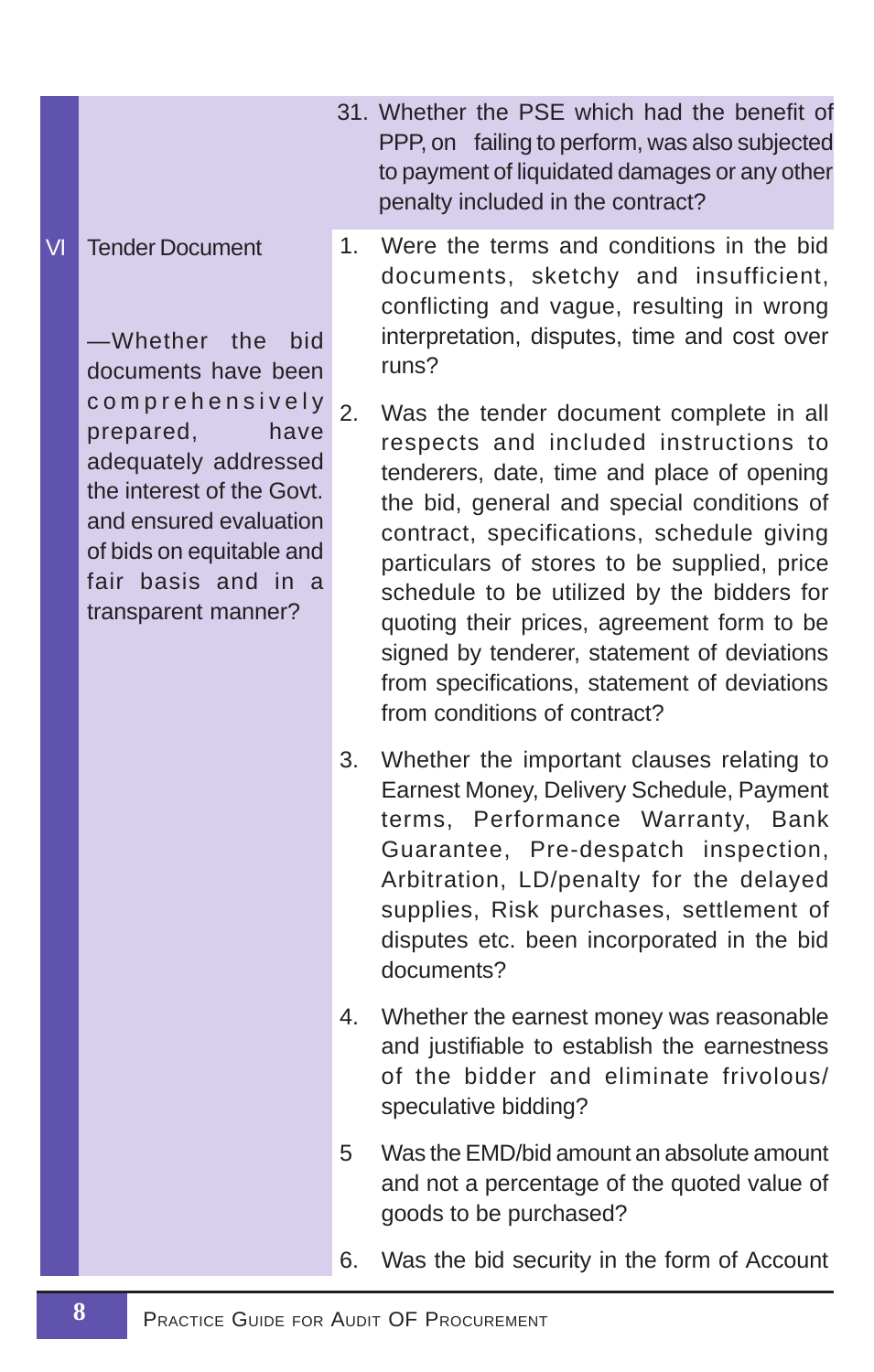| | | |
|---|---|---|
| | | 31. Whether the PSE which had the benefit of PPP, on failing to perform, was also subjected to payment of liquidated damages or any other penalty included in the contract? |
| VI | Tender Document<br><br>—Whether the bid documents have been comprehensively prepared, have adequately addressed the interest of the Govt. and ensured evaluation of bids on equitable and fair basis and in a transparent manner? | 1. Were the terms and conditions in the bid documents, sketchy and insufficient, conflicting and vague, resulting in wrong interpretation, disputes, time and cost over runs?<br><br>2. Was the tender document complete in all respects and included instructions to tenderers, date, time and place of opening the bid, general and special conditions of contract, specifications, schedule giving particulars of stores to be supplied, price schedule to be utilized by the bidders for quoting their prices, agreement form to be signed by tenderer, statement of deviations from specifications, statement of deviations from conditions of contract?<br><br>3. Whether the important clauses relating to Earnest Money, Delivery Schedule, Payment terms, Performance Warranty, Bank Guarantee, Pre-despatch inspection, Arbitration, LD/penalty for the delayed supplies, Risk purchases, settlement of disputes etc. been incorporated in the bid documents?<br><br>4. Whether the earnest money was reasonable and justifiable to establish the earnestness of the bidder and eliminate frivolous/ speculative bidding?<br><br>5 Was the EMD/bid amount an absolute amount and not a percentage of the quoted value of goods to be purchased?<br><br>6. Was the bid security in the form of Account |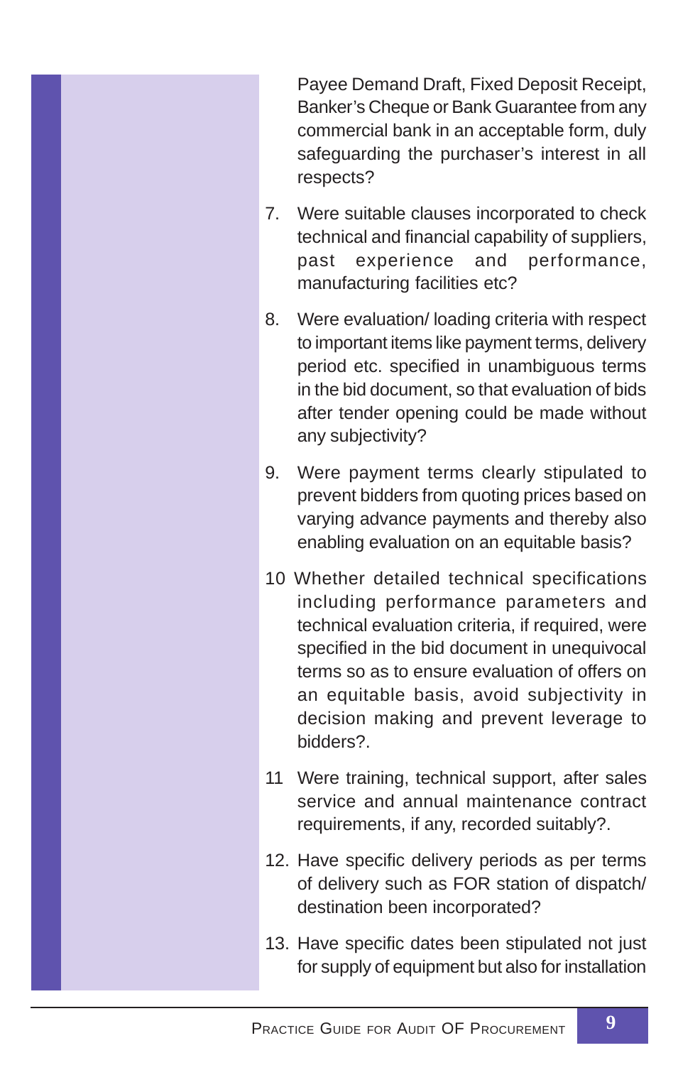Payee Demand Draft, Fixed Deposit Receipt, Banker's Cheque or Bank Guarantee from any commercial bank in an acceptable form, duly safeguarding the purchaser's interest in all respects?

7. Were suitable clauses incorporated to check technical and financial capability of suppliers, past experience and performance, manufacturing facilities etc?

8. Were evaluation/ loading criteria with respect to important items like payment terms, delivery period etc. specified in unambiguous terms in the bid document, so that evaluation of bids after tender opening could be made without any subjectivity?

9. Were payment terms clearly stipulated to prevent bidders from quoting prices based on varying advance payments and thereby also enabling evaluation on an equitable basis?

10 Whether detailed technical specifications including performance parameters and technical evaluation criteria, if required, were specified in the bid document in unequivocal terms so as to ensure evaluation of offers on an equitable basis, avoid subjectivity in decision making and prevent leverage to bidders?.

11 Were training, technical support, after sales service and annual maintenance contract requirements, if any, recorded suitably?.

12. Have specific delivery periods as per terms of delivery such as FOR station of dispatch/ destination been incorporated?

13. Have specific dates been stipulated not just for supply of equipment but also for installation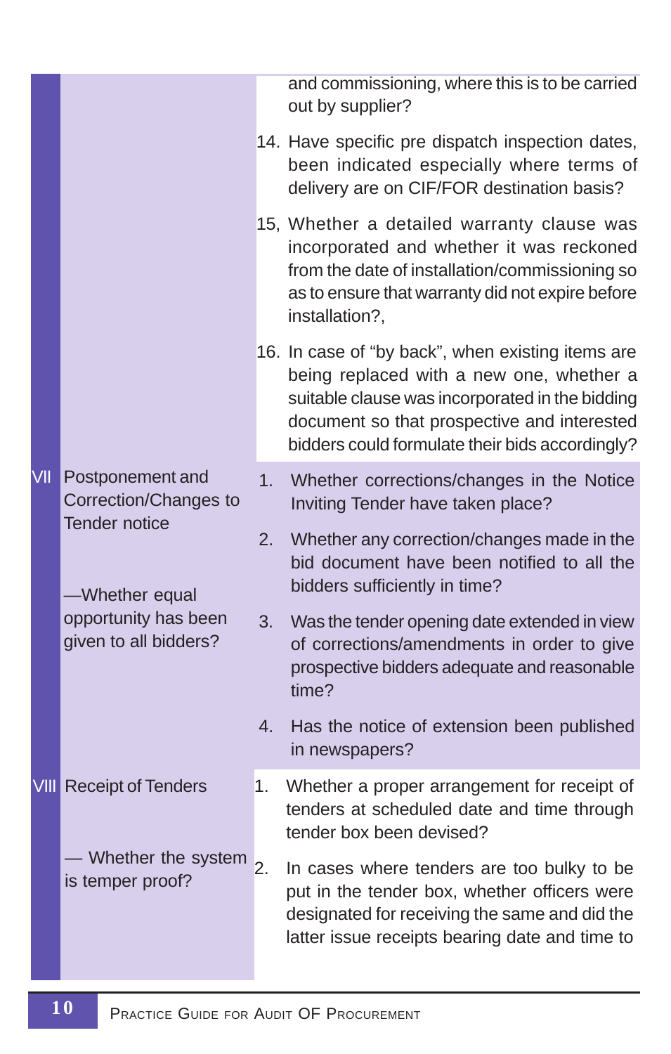| | | |
|---|---|---|
| | | and commissioning, where this is to be carried out by supplier? |
| | | 14. Have specific pre dispatch inspection dates, been indicated especially where terms of delivery are on CIF/FOR destination basis? |
| | | 15, Whether a detailed warranty clause was incorporated and whether it was reckoned from the date of installation/commissioning so as to ensure that warranty did not expire before installation?, |
| | | 16. In case of "by back", when existing items are being replaced with a new one, whether a suitable clause was incorporated in the bidding document so that prospective and interested bidders could formulate their bids accordingly? |
| VII | Postponement and Correction/Changes to Tender notice<br><br>—Whether equal opportunity has been given to all bidders? | 1. Whether corrections/changes in the Notice Inviting Tender have taken place?<br>2. Whether any correction/changes made in the bid document have been notified to all the bidders sufficiently in time?<br>3. Was the tender opening date extended in view of corrections/amendments in order to give prospective bidders adequate and reasonable time?<br>4. Has the notice of extension been published in newspapers? |
| VIII | Receipt of Tenders<br><br>— Whether the system is temper proof? | 1. Whether a proper arrangement for receipt of tenders at scheduled date and time through tender box been devised?<br>2. In cases where tenders are too bulky to be put in the tender box, whether officers were designated for receiving the same and did the latter issue receipts bearing date and time to |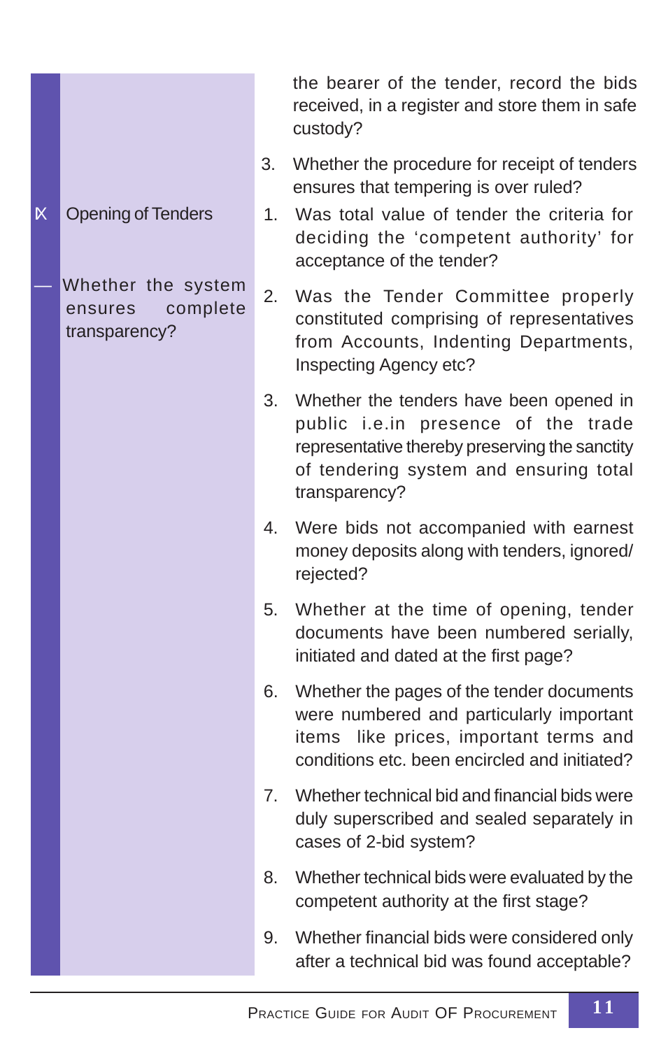the bearer of the tender, record the bids received, in a register and store them in safe custody?

3. Whether the procedure for receipt of tenders ensures that tempering is over ruled?

## IX Opening of Tenders

— Whether the system ensures complete transparency?

1. Was total value of tender the criteria for deciding the 'competent authority' for acceptance of the tender?

2. Was the Tender Committee properly constituted comprising of representatives from Accounts, Indenting Departments, Inspecting Agency etc?

3. Whether the tenders have been opened in public i.e.in presence of the trade representative thereby preserving the sanctity of tendering system and ensuring total transparency?

4. Were bids not accompanied with earnest money deposits along with tenders, ignored/ rejected?

5. Whether at the time of opening, tender documents have been numbered serially, initiated and dated at the first page?

6. Whether the pages of the tender documents were numbered and particularly important items like prices, important terms and conditions etc. been encircled and initiated?

7. Whether technical bid and financial bids were duly superscribed and sealed separately in cases of 2-bid system?

8. Whether technical bids were evaluated by the competent authority at the first stage?

9. Whether financial bids were considered only after a technical bid was found acceptable?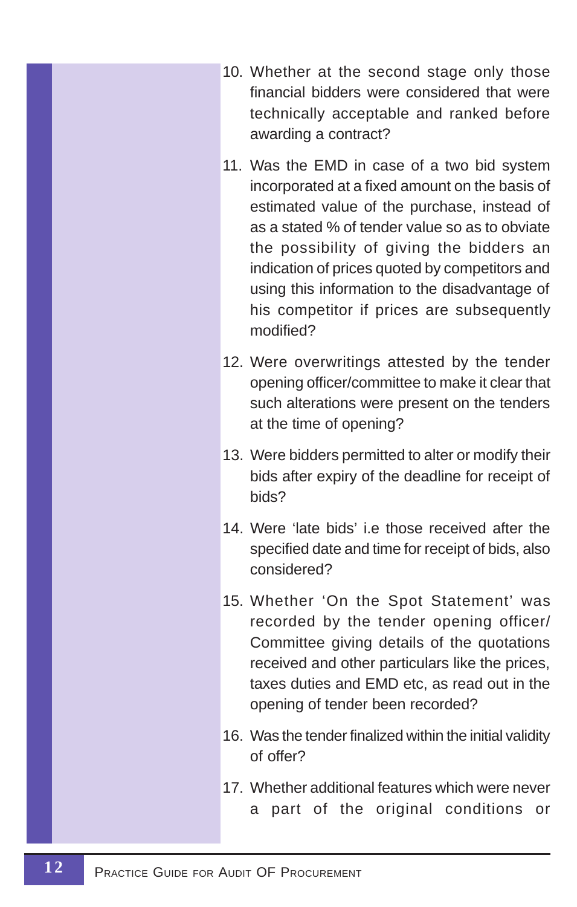10. Whether at the second stage only those financial bidders were considered that were technically acceptable and ranked before awarding a contract?

11. Was the EMD in case of a two bid system incorporated at a fixed amount on the basis of estimated value of the purchase, instead of as a stated % of tender value so as to obviate the possibility of giving the bidders an indication of prices quoted by competitors and using this information to the disadvantage of his competitor if prices are subsequently modified?

12. Were overwritings attested by the tender opening officer/committee to make it clear that such alterations were present on the tenders at the time of opening?

13. Were bidders permitted to alter or modify their bids after expiry of the deadline for receipt of bids?

14. Were 'late bids' i.e those received after the specified date and time for receipt of bids, also considered?

15. Whether 'On the Spot Statement' was recorded by the tender opening officer/ Committee giving details of the quotations received and other particulars like the prices, taxes duties and EMD etc, as read out in the opening of tender been recorded?

16. Was the tender finalized within the initial validity of offer?

17. Whether additional features which were never a part of the original conditions or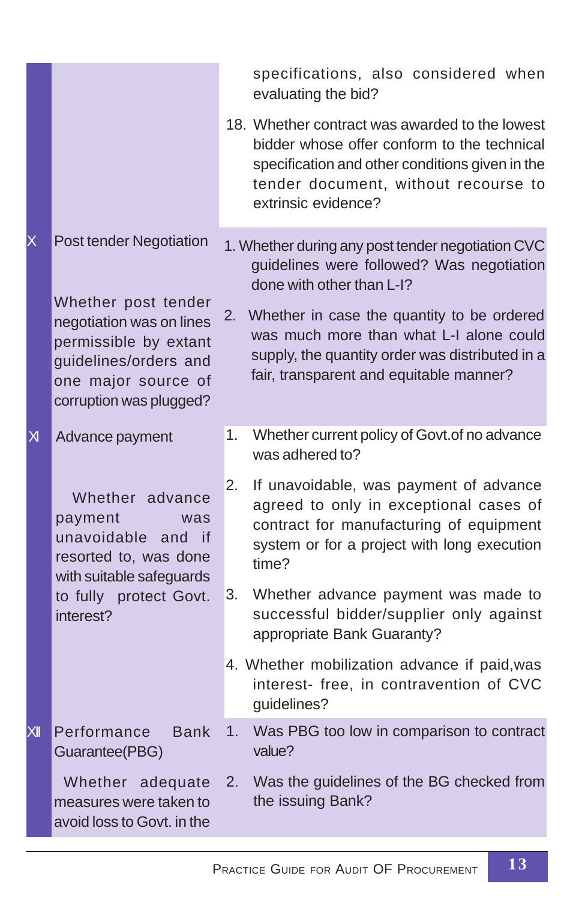| | | |
|---|---|---|
| | | specifications, also considered when evaluating the bid?<br><br>18. Whether contract was awarded to the lowest bidder whose offer conform to the technical specification and other conditions given in the tender document, without recourse to extrinsic evidence? |
| X | Post tender Negotiation<br><br>Whether post tender negotiation was on lines permissible by extant guidelines/orders and one major source of corruption was plugged? | 1. Whether during any post tender negotiation CVC guidelines were followed? Was negotiation done with other than L-I?<br><br>2. Whether in case the quantity to be ordered was much more than what L-I alone could supply, the quantity order was distributed in a fair, transparent and equitable manner? |
| XI | Advance payment<br><br>Whether advance payment was unavoidable and if resorted to, was done with suitable safeguards to fully protect Govt. interest? | 1. Whether current policy of Govt.of no advance was adhered to?<br><br>2. If unavoidable, was payment of advance agreed to only in exceptional cases of contract for manufacturing of equipment system or for a project with long execution time?<br><br>3. Whether advance payment was made to successful bidder/supplier only against appropriate Bank Guaranty?<br><br>4. Whether mobilization advance if paid,was interest- free, in contravention of CVC guidelines? |
| XII | Performance Bank Guarantee(PBG)<br><br>Whether adequate measures were taken to avoid loss to Govt. in the | 1. Was PBG too low in comparison to contract value?<br><br>2. Was the guidelines of the BG checked from the issuing Bank? |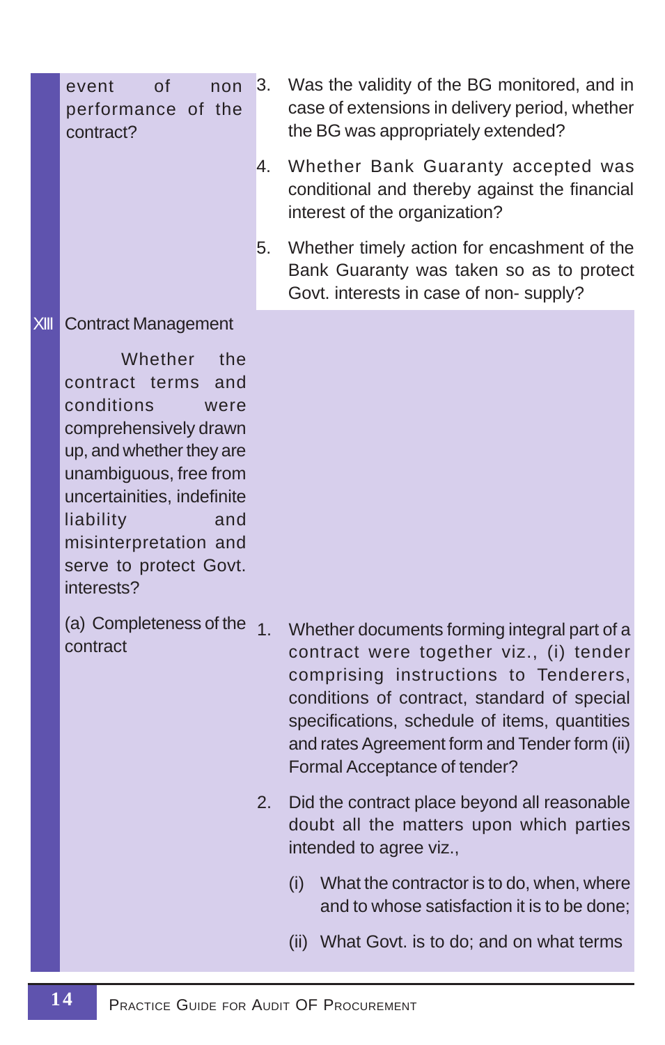| | | |
|---|---|---|
| | event of non performance of the contract? | 3. Was the validity of the BG monitored, and in case of extensions in delivery period, whether the BG was appropriately extended?<br><br>4. Whether Bank Guaranty accepted was conditional and thereby against the financial interest of the organization?<br><br>5. Whether timely action for encashment of the Bank Guaranty was taken so as to protect Govt. interests in case of non- supply? |
| XIII | Contract Management<br><br>Whether the contract terms and conditions were comprehensively drawn up, and whether they are unambiguous, free from uncertainities, indefinite liability and misinterpretation and serve to protect Govt. interests? | |
| | (a) Completeness of the contract | 1. Whether documents forming integral part of a contract were together viz., (i) tender comprising instructions to Tenderers, conditions of contract, standard of special specifications, schedule of items, quantities and rates Agreement form and Tender form (ii) Formal Acceptance of tender?<br><br>2. Did the contract place beyond all reasonable doubt all the matters upon which parties intended to agree viz.,<br><br>(i) What the contractor is to do, when, where and to whose satisfaction it is to be done;<br><br>(ii) What Govt. is to do; and on what terms |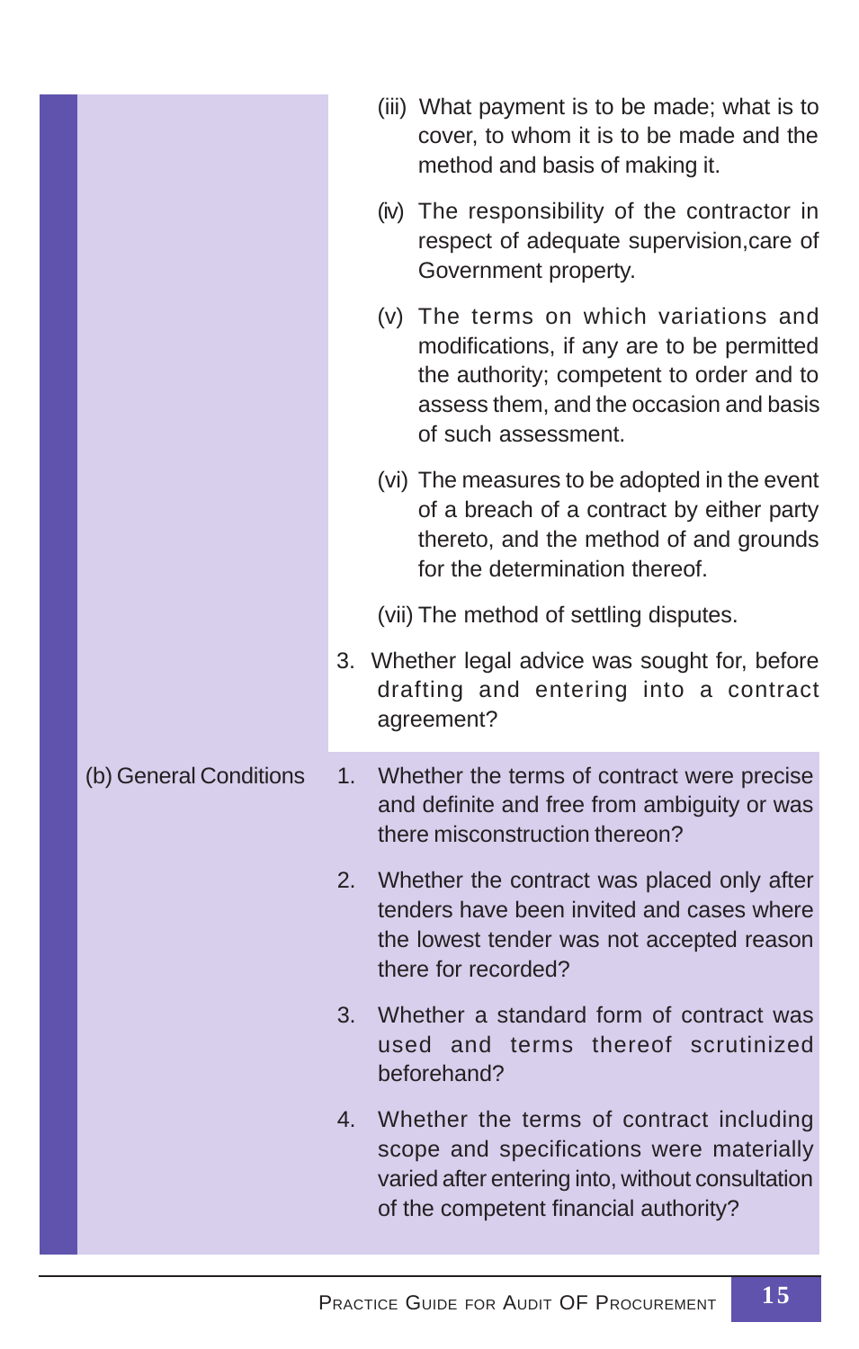| | |
|---|---|
| | (iii) What payment is to be made; what is to cover, to whom it is to be made and the method and basis of making it.<br><br>(iv) The responsibility of the contractor in respect of adequate supervision,care of Government property.<br><br>(v) The terms on which variations and modifications, if any are to be permitted the authority; competent to order and to assess them, and the occasion and basis of such assessment.<br><br>(vi) The measures to be adopted in the event of a breach of a contract by either party thereto, and the method of and grounds for the determination thereof.<br><br>(vii) The method of settling disputes.<br><br>3. Whether legal advice was sought for, before drafting and entering into a contract agreement? |
| (b) General Conditions | 1. Whether the terms of contract were precise and definite and free from ambiguity or was there misconstruction thereon?<br><br>2. Whether the contract was placed only after tenders have been invited and cases where the lowest tender was not accepted reason there for recorded?<br><br>3. Whether a standard form of contract was used and terms thereof scrutinized beforehand?<br><br>4. Whether the terms of contract including scope and specifications were materially varied after entering into, without consultation of the competent financial authority? |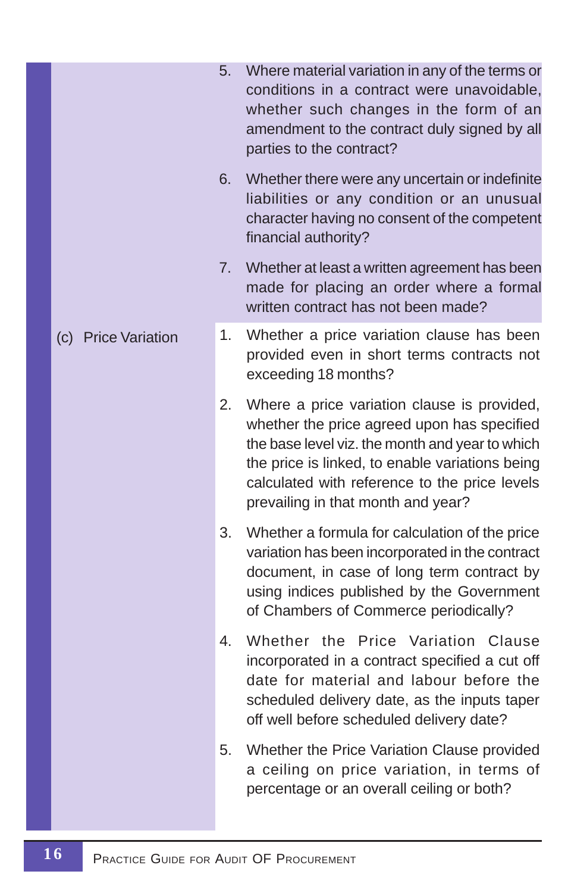5. Where material variation in any of the terms or conditions in a contract were unavoidable, whether such changes in the form of an amendment to the contract duly signed by all parties to the contract?

6. Whether there were any uncertain or indefinite liabilities or any condition or an unusual character having no consent of the competent financial authority?

7. Whether at least a written agreement has been made for placing an order where a formal written contract has not been made?

**(c) Price Variation**

1. Whether a price variation clause has been provided even in short terms contracts not exceeding 18 months?

2. Where a price variation clause is provided, whether the price agreed upon has specified the base level viz. the month and year to which the price is linked, to enable variations being calculated with reference to the price levels prevailing in that month and year?

3. Whether a formula for calculation of the price variation has been incorporated in the contract document, in case of long term contract by using indices published by the Government of Chambers of Commerce periodically?

4. Whether the Price Variation Clause incorporated in a contract specified a cut off date for material and labour before the scheduled delivery date, as the inputs taper off well before scheduled delivery date?

5. Whether the Price Variation Clause provided a ceiling on price variation, in terms of percentage or an overall ceiling or both?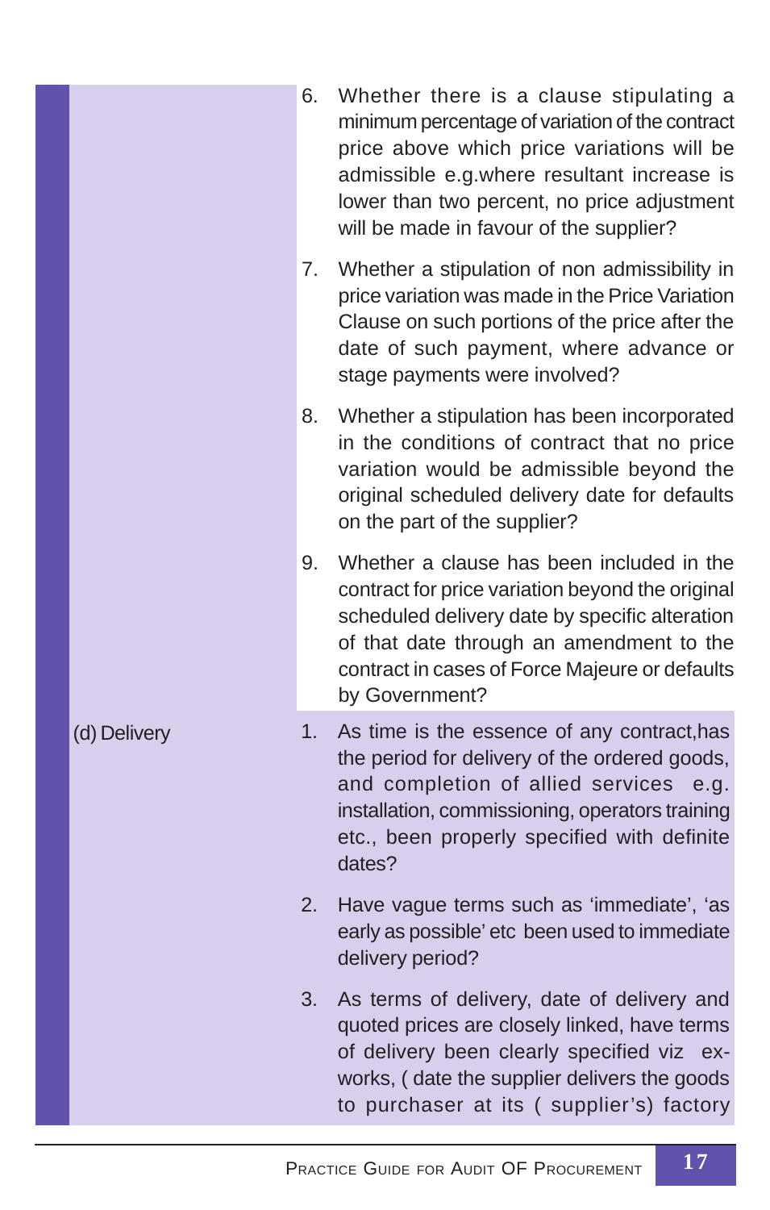6. Whether there is a clause stipulating a minimum percentage of variation of the contract price above which price variations will be admissible e.g.where resultant increase is lower than two percent, no price adjustment will be made in favour of the supplier?

7. Whether a stipulation of non admissibility in price variation was made in the Price Variation Clause on such portions of the price after the date of such payment, where advance or stage payments were involved?

8. Whether a stipulation has been incorporated in the conditions of contract that no price variation would be admissible beyond the original scheduled delivery date for defaults on the part of the supplier?

9. Whether a clause has been included in the contract for price variation beyond the original scheduled delivery date by specific alteration of that date through an amendment to the contract in cases of Force Majeure or defaults by Government?

**(d) Delivery**

1. As time is the essence of any contract,has the period for delivery of the ordered goods, and completion of allied services e.g. installation, commissioning, operators training etc., been properly specified with definite dates?

2. Have vague terms such as 'immediate', 'as early as possible' etc been used to immediate delivery period?

3. As terms of delivery, date of delivery and quoted prices are closely linked, have terms of delivery been clearly specified viz ex-works, ( date the supplier delivers the goods to purchaser at its ( supplier's) factory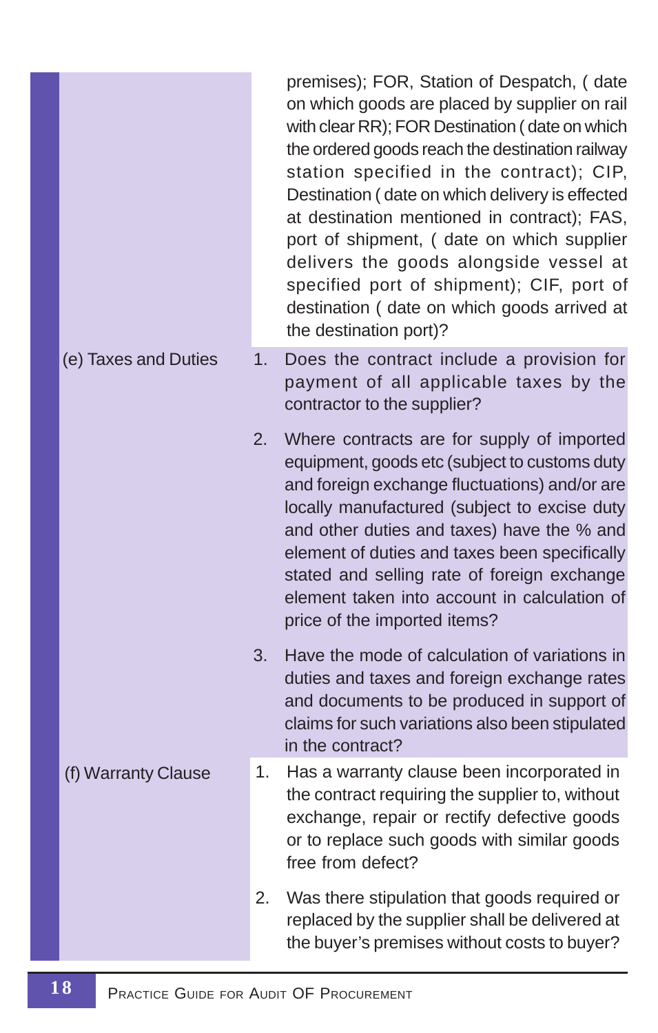| | |
|---|---|
| | premises); FOR, Station of Despatch, ( date on which goods are placed by supplier on rail with clear RR); FOR Destination ( date on which the ordered goods reach the destination railway station specified in the contract); CIP, Destination ( date on which delivery is effected at destination mentioned in contract); FAS, port of shipment, ( date on which supplier delivers the goods alongside vessel at specified port of shipment); CIF, port of destination ( date on which goods arrived at the destination port)? |
| (e) Taxes and Duties | 1. Does the contract include a provision for payment of all applicable taxes by the contractor to the supplier? |
| | 2. Where contracts are for supply of imported equipment, goods etc (subject to customs duty and foreign exchange fluctuations) and/or are locally manufactured (subject to excise duty and other duties and taxes) have the % and element of duties and taxes been specifically stated and selling rate of foreign exchange element taken into account in calculation of price of the imported items? |
| | 3. Have the mode of calculation of variations in duties and taxes and foreign exchange rates and documents to be produced in support of claims for such variations also been stipulated in the contract? |
| (f) Warranty Clause | 1. Has a warranty clause been incorporated in the contract requiring the supplier to, without exchange, repair or rectify defective goods or to replace such goods with similar goods free from defect? |
| | 2. Was there stipulation that goods required or replaced by the supplier shall be delivered at the buyer's premises without costs to buyer? |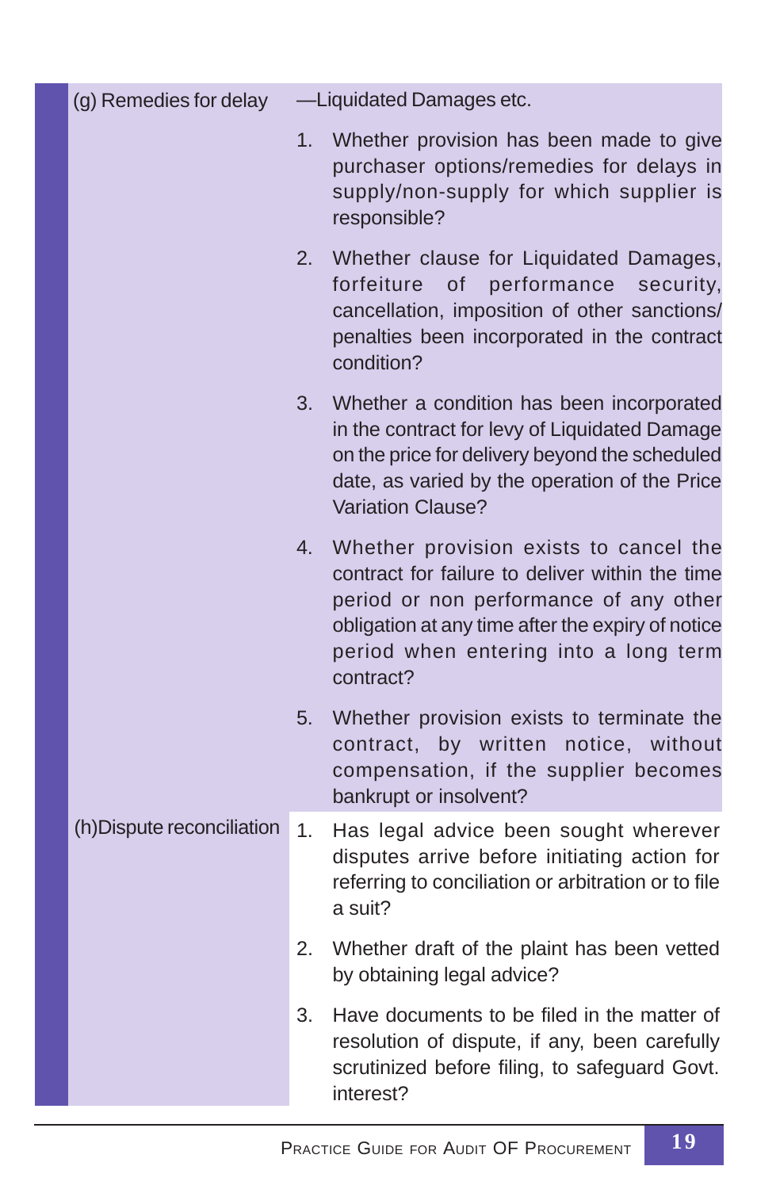| | |
|---|---|
| (g) Remedies for delay | —Liquidated Damages etc.<br>1. Whether provision has been made to give purchaser options/remedies for delays in supply/non-supply for which supplier is responsible?<br>2. Whether clause for Liquidated Damages, forfeiture of performance security, cancellation, imposition of other sanctions/ penalties been incorporated in the contract condition?<br>3. Whether a condition has been incorporated in the contract for levy of Liquidated Damage on the price for delivery beyond the scheduled date, as varied by the operation of the Price Variation Clause?<br>4. Whether provision exists to cancel the contract for failure to deliver within the time period or non performance of any other obligation at any time after the expiry of notice period when entering into a long term contract?<br>5. Whether provision exists to terminate the contract, by written notice, without compensation, if the supplier becomes bankrupt or insolvent? |
| (h)Dispute reconciliation | 1. Has legal advice been sought wherever disputes arrive before initiating action for referring to conciliation or arbitration or to file a suit?<br>2. Whether draft of the plaint has been vetted by obtaining legal advice?<br>3. Have documents to be filed in the matter of resolution of dispute, if any, been carefully scrutinized before filing, to safeguard Govt. interest? |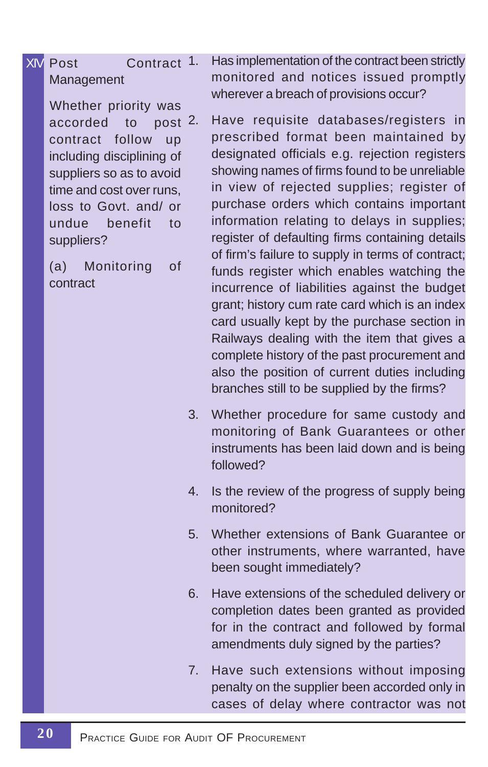| | | |
|---|---|---|
| XIV | Post Contract Management<br><br>Whether priority was accorded to post contract follow up including disciplining of suppliers so as to avoid time and cost over runs, loss to Govt. and/ or undue benefit to suppliers?<br><br>(a) Monitoring of contract | 1. Has implementation of the contract been strictly monitored and notices issued promptly wherever a breach of provisions occur?<br><br>2. Have requisite databases/registers in prescribed format been maintained by designated officials e.g. rejection registers showing names of firms found to be unreliable in view of rejected supplies; register of purchase orders which contains important information relating to delays in supplies; register of defaulting firms containing details of firm's failure to supply in terms of contract; funds register which enables watching the incurrence of liabilities against the budget grant; history cum rate card which is an index card usually kept by the purchase section in Railways dealing with the item that gives a complete history of the past procurement and also the position of current duties including branches still to be supplied by the firms?<br><br>3. Whether procedure for same custody and monitoring of Bank Guarantees or other instruments has been laid down and is being followed?<br><br>4. Is the review of the progress of supply being monitored?<br><br>5. Whether extensions of Bank Guarantee or other instruments, where warranted, have been sought immediately?<br><br>6. Have extensions of the scheduled delivery or completion dates been granted as provided for in the contract and followed by formal amendments duly signed by the parties?<br><br>7. Have such extensions without imposing penalty on the supplier been accorded only in cases of delay where contractor was not |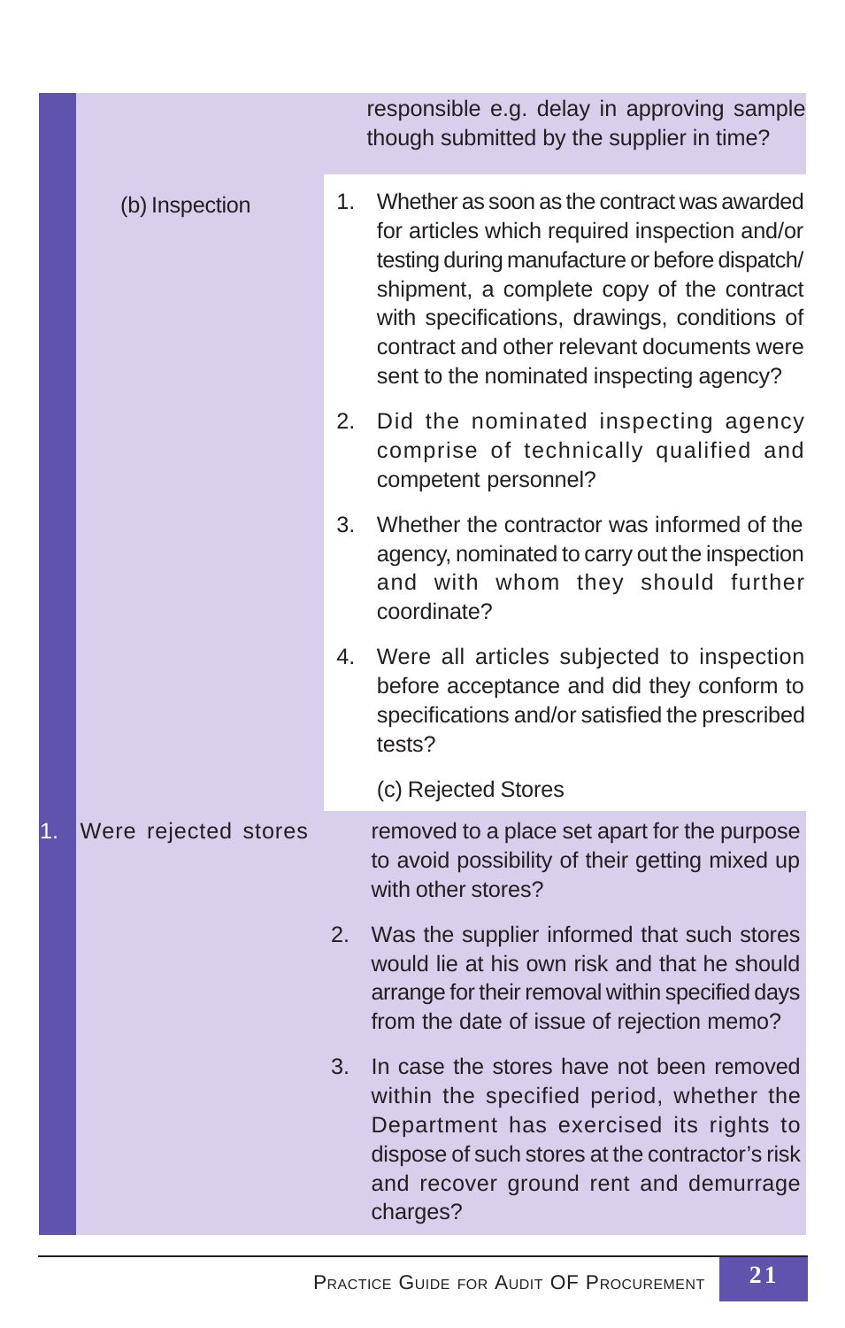| | |
|---|---|
| | responsible e.g. delay in approving sample though submitted by the supplier in time? |
| (b) Inspection | 1. Whether as soon as the contract was awarded for articles which required inspection and/or testing during manufacture or before dispatch/ shipment, a complete copy of the contract with specifications, drawings, conditions of contract and other relevant documents were sent to the nominated inspecting agency? |
| | 2. Did the nominated inspecting agency comprise of technically qualified and competent personnel? |
| | 3. Whether the contractor was informed of the agency, nominated to carry out the inspection and with whom they should further coordinate? |
| | 4. Were all articles subjected to inspection before acceptance and did they conform to specifications and/or satisfied the prescribed tests? |
| (c) Rejected Stores | 1. Were rejected stores removed to a place set apart for the purpose to avoid possibility of their getting mixed up with other stores? |
| | 2. Was the supplier informed that such stores would lie at his own risk and that he should arrange for their removal within specified days from the date of issue of rejection memo? |
| | 3. In case the stores have not been removed within the specified period, whether the Department has exercised its rights to dispose of such stores at the contractor's risk and recover ground rent and demurrage charges? |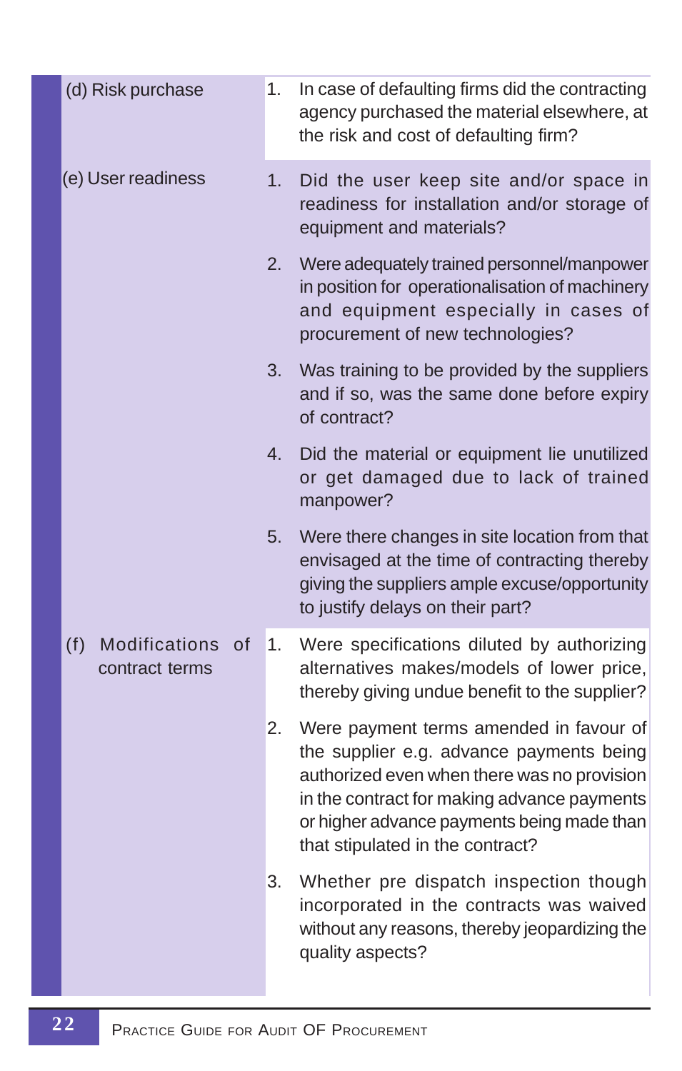| | |
|---|---|
| (d) Risk purchase | 1. In case of defaulting firms did the contracting agency purchased the material elsewhere, at the risk and cost of defaulting firm? |
| (e) User readiness | 1. Did the user keep site and/or space in readiness for installation and/or storage of equipment and materials? |
| | 2. Were adequately trained personnel/manpower in position for operationalisation of machinery and equipment especially in cases of procurement of new technologies? |
| | 3. Was training to be provided by the suppliers and if so, was the same done before expiry of contract? |
| | 4. Did the material or equipment lie unutilized or get damaged due to lack of trained manpower? |
| | 5. Were there changes in site location from that envisaged at the time of contracting thereby giving the suppliers ample excuse/opportunity to justify delays on their part? |
| (f) Modifications of contract terms | 1. Were specifications diluted by authorizing alternatives makes/models of lower price, thereby giving undue benefit to the supplier? |
| | 2. Were payment terms amended in favour of the supplier e.g. advance payments being authorized even when there was no provision in the contract for making advance payments or higher advance payments being made than that stipulated in the contract? |
| | 3. Whether pre dispatch inspection though incorporated in the contracts was waived without any reasons, thereby jeopardizing the quality aspects? |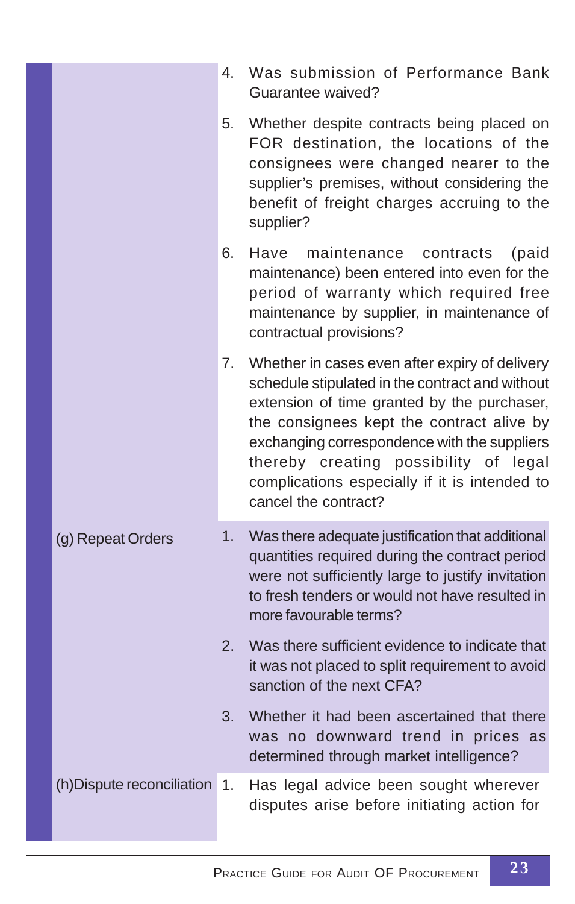| | |
|---|---|
| | 4. Was submission of Performance Bank Guarantee waived? |
| | 5. Whether despite contracts being placed on FOR destination, the locations of the consignees were changed nearer to the supplier's premises, without considering the benefit of freight charges accruing to the supplier? |
| | 6. Have maintenance contracts (paid maintenance) been entered into even for the period of warranty which required free maintenance by supplier, in maintenance of contractual provisions? |
| | 7. Whether in cases even after expiry of delivery schedule stipulated in the contract and without extension of time granted by the purchaser, the consignees kept the contract alive by exchanging correspondence with the suppliers thereby creating possibility of legal complications especially if it is intended to cancel the contract? |
| (g) Repeat Orders | 1. Was there adequate justification that additional quantities required during the contract period were not sufficiently large to justify invitation to fresh tenders or would not have resulted in more favourable terms? |
| | 2. Was there sufficient evidence to indicate that it was not placed to split requirement to avoid sanction of the next CFA? |
| | 3. Whether it had been ascertained that there was no downward trend in prices as determined through market intelligence? |
| (h) Dispute reconciliation | 1. Has legal advice been sought wherever disputes arise before initiating action for |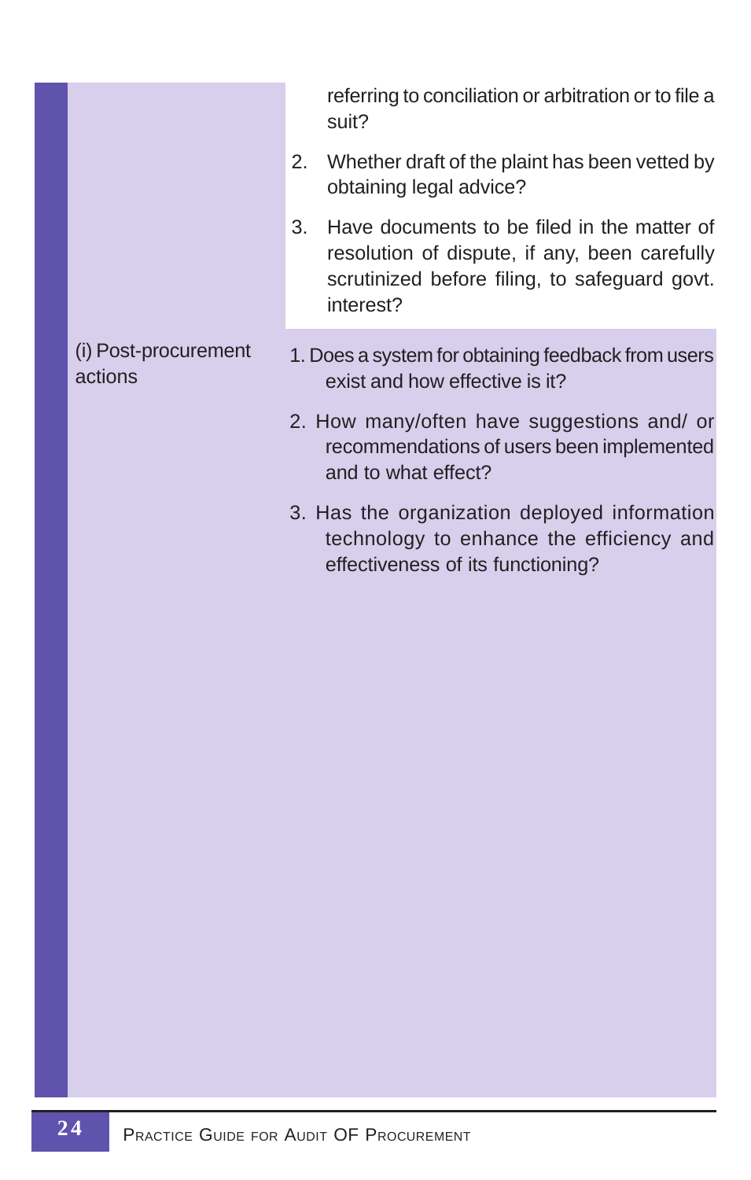| | |
|---|---|
| | referring to conciliation or arbitration or to file a suit?<br>2. Whether draft of the plaint has been vetted by obtaining legal advice?<br>3. Have documents to be filed in the matter of resolution of dispute, if any, been carefully scrutinized before filing, to safeguard govt. interest? |
| (i) Post-procurement actions | 1. Does a system for obtaining feedback from users exist and how effective is it?<br>2. How many/often have suggestions and/ or recommendations of users been implemented and to what effect?<br>3. Has the organization deployed information technology to enhance the efficiency and effectiveness of its functioning? |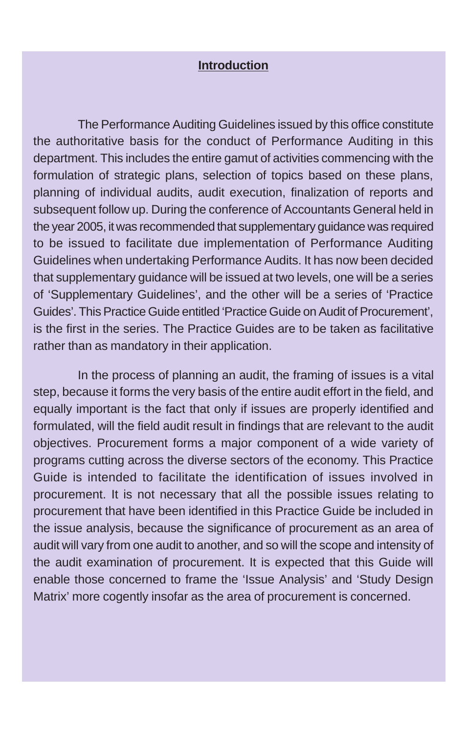# Introduction

The Performance Auditing Guidelines issued by this office constitute the authoritative basis for the conduct of Performance Auditing in this department. This includes the entire gamut of activities commencing with the formulation of strategic plans, selection of topics based on these plans, planning of individual audits, audit execution, finalization of reports and subsequent follow up. During the conference of Accountants General held in the year 2005, it was recommended that supplementary guidance was required to be issued to facilitate due implementation of Performance Auditing Guidelines when undertaking Performance Audits. It has now been decided that supplementary guidance will be issued at two levels, one will be a series of 'Supplementary Guidelines', and the other will be a series of 'Practice Guides'. This Practice Guide entitled 'Practice Guide on Audit of Procurement', is the first in the series. The Practice Guides are to be taken as facilitative rather than as mandatory in their application.

In the process of planning an audit, the framing of issues is a vital step, because it forms the very basis of the entire audit effort in the field, and equally important is the fact that only if issues are properly identified and formulated, will the field audit result in findings that are relevant to the audit objectives. Procurement forms a major component of a wide variety of programs cutting across the diverse sectors of the economy. This Practice Guide is intended to facilitate the identification of issues involved in procurement. It is not necessary that all the possible issues relating to procurement that have been identified in this Practice Guide be included in the issue analysis, because the significance of procurement as an area of audit will vary from one audit to another, and so will the scope and intensity of the audit examination of procurement. It is expected that this Guide will enable those concerned to frame the 'Issue Analysis' and 'Study Design Matrix' more cogently insofar as the area of procurement is concerned.